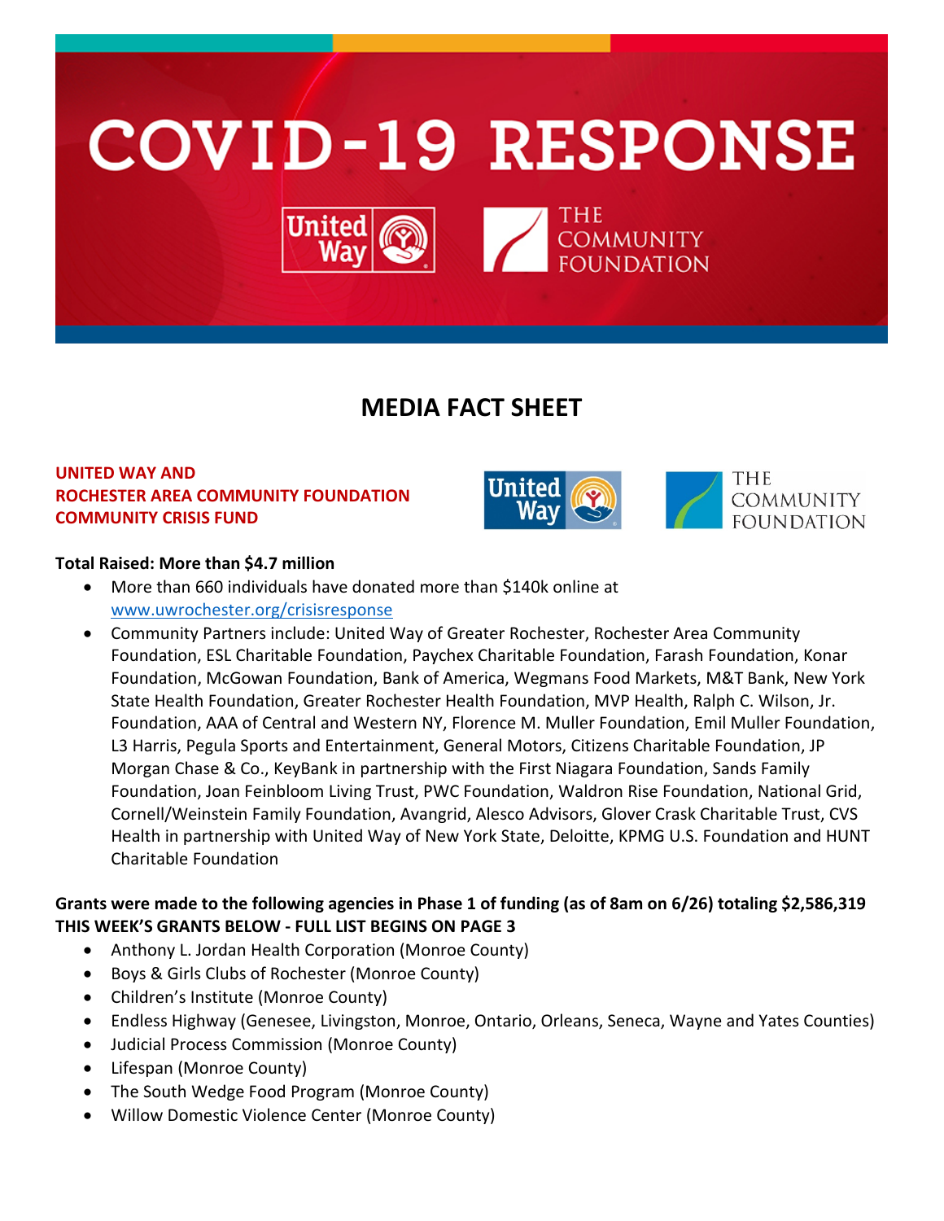# COVID-19 RESPONSE

United Way | THE COMMUNITY FOUNDATION

## MEDIA FACT SHEET

**UNITED WAY AND ROCHESTER AREA COMMUNITY FOUNDATION COMMUNITY CRISIS FUND**

**Total Raised: More than $4.7 million**

- More than 660 individuals have donated more than $140k online at www.uwrochester.org/crisisresponse
- Community Partners include: United Way of Greater Rochester, Rochester Area Community Foundation, ESL Charitable Foundation, Paychex Charitable Foundation, Farash Foundation, Konar Foundation, McGowan Foundation, Bank of America, Wegmans Food Markets, M&T Bank, New York State Health Foundation, Greater Rochester Health Foundation, MVP Health, Ralph C. Wilson, Jr. Foundation, AAA of Central and Western NY, Florence M. Muller Foundation, Emil Muller Foundation, L3 Harris, Pegula Sports and Entertainment, General Motors, Citizens Charitable Foundation, JP Morgan Chase & Co., KeyBank in partnership with the First Niagara Foundation, Sands Family Foundation, Joan Feinbloom Living Trust, PWC Foundation, Waldron Rise Foundation, National Grid, Cornell/Weinstein Family Foundation, Avangrid, Alesco Advisors, Glover Crask Charitable Trust, CVS Health in partnership with United Way of New York State, Deloitte, KPMG U.S. Foundation and HUNT Charitable Foundation

**Grants were made to the following agencies in Phase 1 of funding (as of 8am on 6/26) totaling $2,586,319**
**THIS WEEK'S GRANTS BELOW - FULL LIST BEGINS ON PAGE 3**

- Anthony L. Jordan Health Corporation (Monroe County)
- Boys & Girls Clubs of Rochester (Monroe County)
- Children's Institute (Monroe County)
- Endless Highway (Genesee, Livingston, Monroe, Ontario, Orleans, Seneca, Wayne and Yates Counties)
- Judicial Process Commission (Monroe County)
- Lifespan (Monroe County)
- The South Wedge Food Program (Monroe County)
- Willow Domestic Violence Center (Monroe County)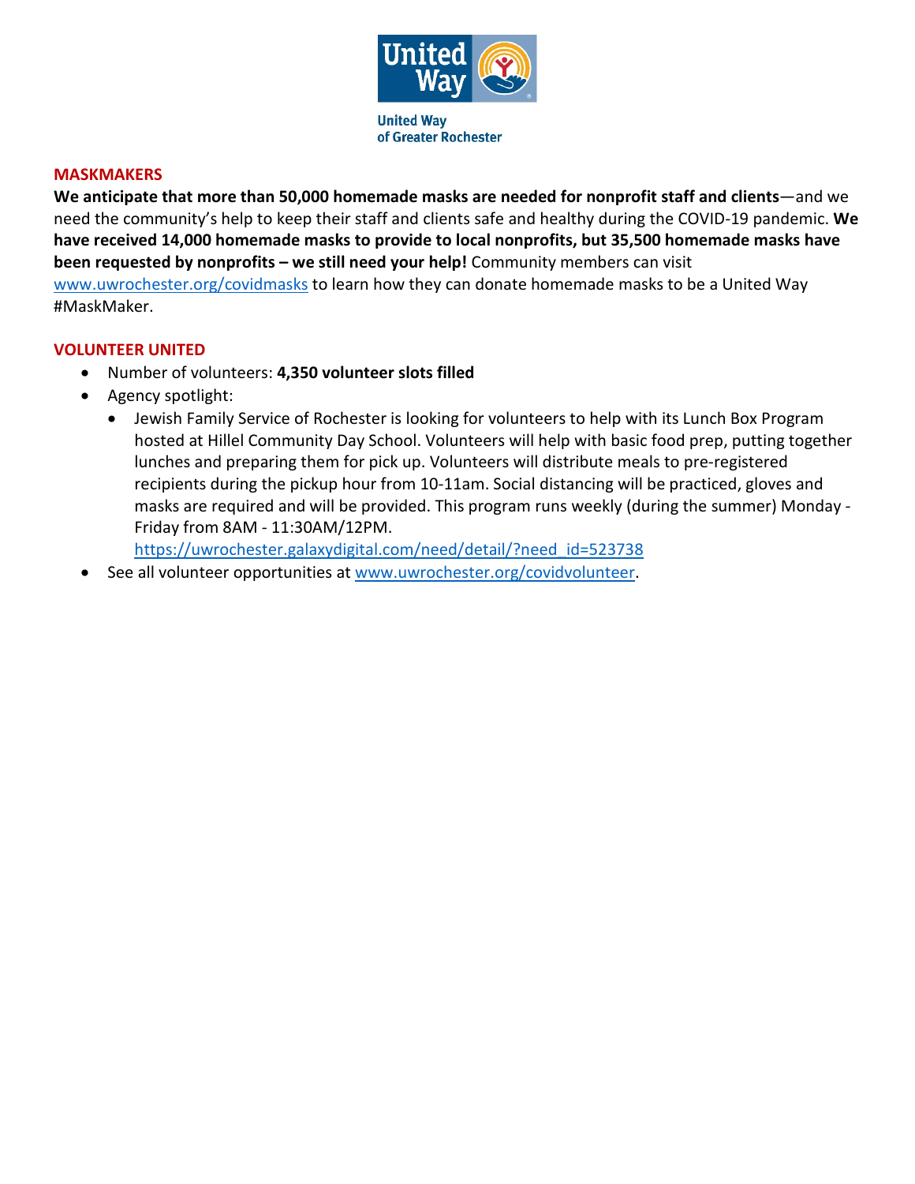United Way of Greater Rochester

## MASKMAKERS

**We anticipate that more than 50,000 homemade masks are needed for nonprofit staff and clients**—and we need the community's help to keep their staff and clients safe and healthy during the COVID-19 pandemic. **We have received 14,000 homemade masks to provide to local nonprofits, but 35,500 homemade masks have been requested by nonprofits – we still need your help!** Community members can visit www.uwrochester.org/covidmasks to learn how they can donate homemade masks to be a United Way #MaskMaker.

## VOLUNTEER UNITED

- Number of volunteers: **4,350 volunteer slots filled**
- Agency spotlight:
  - Jewish Family Service of Rochester is looking for volunteers to help with its Lunch Box Program hosted at Hillel Community Day School. Volunteers will help with basic food prep, putting together lunches and preparing them for pick up. Volunteers will distribute meals to pre-registered recipients during the pickup hour from 10-11am. Social distancing will be practiced, gloves and masks are required and will be provided. This program runs weekly (during the summer) Monday - Friday from 8AM - 11:30AM/12PM. https://uwrochester.galaxydigital.com/need/detail/?need_id=523738
- See all volunteer opportunities at www.uwrochester.org/covidvolunteer.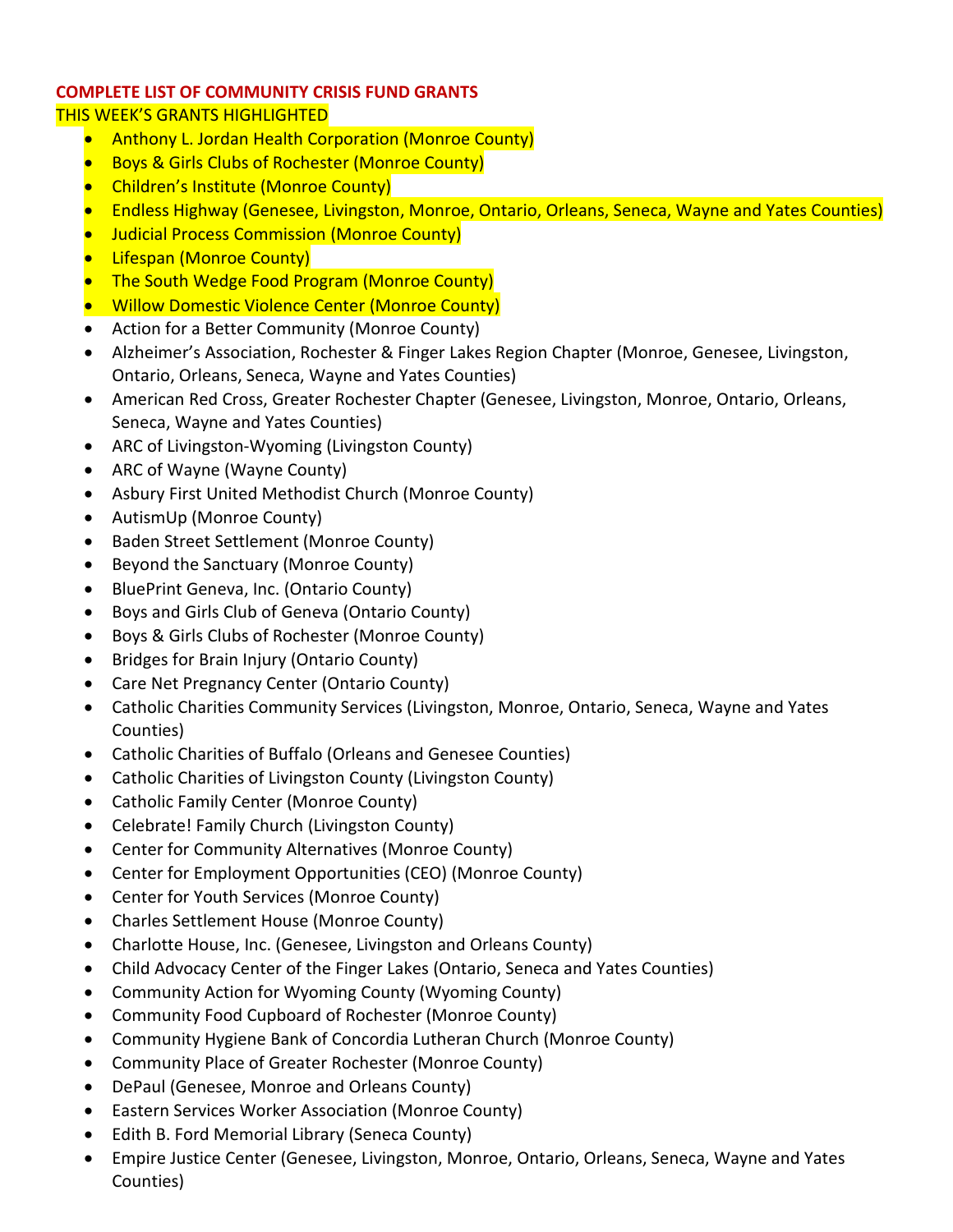**COMPLETE LIST OF COMMUNITY CRISIS FUND GRANTS**

THIS WEEK'S GRANTS HIGHLIGHTED

- Anthony L. Jordan Health Corporation (Monroe County)
- Boys & Girls Clubs of Rochester (Monroe County)
- Children's Institute (Monroe County)
- Endless Highway (Genesee, Livingston, Monroe, Ontario, Orleans, Seneca, Wayne and Yates Counties)
- Judicial Process Commission (Monroe County)
- Lifespan (Monroe County)
- The South Wedge Food Program (Monroe County)
- Willow Domestic Violence Center (Monroe County)
- Action for a Better Community (Monroe County)
- Alzheimer's Association, Rochester & Finger Lakes Region Chapter (Monroe, Genesee, Livingston, Ontario, Orleans, Seneca, Wayne and Yates Counties)
- American Red Cross, Greater Rochester Chapter (Genesee, Livingston, Monroe, Ontario, Orleans, Seneca, Wayne and Yates Counties)
- ARC of Livingston-Wyoming (Livingston County)
- ARC of Wayne (Wayne County)
- Asbury First United Methodist Church (Monroe County)
- AutismUp (Monroe County)
- Baden Street Settlement (Monroe County)
- Beyond the Sanctuary (Monroe County)
- BluePrint Geneva, Inc. (Ontario County)
- Boys and Girls Club of Geneva (Ontario County)
- Boys & Girls Clubs of Rochester (Monroe County)
- Bridges for Brain Injury (Ontario County)
- Care Net Pregnancy Center (Ontario County)
- Catholic Charities Community Services (Livingston, Monroe, Ontario, Seneca, Wayne and Yates Counties)
- Catholic Charities of Buffalo (Orleans and Genesee Counties)
- Catholic Charities of Livingston County (Livingston County)
- Catholic Family Center (Monroe County)
- Celebrate! Family Church (Livingston County)
- Center for Community Alternatives (Monroe County)
- Center for Employment Opportunities (CEO) (Monroe County)
- Center for Youth Services (Monroe County)
- Charles Settlement House (Monroe County)
- Charlotte House, Inc. (Genesee, Livingston and Orleans County)
- Child Advocacy Center of the Finger Lakes (Ontario, Seneca and Yates Counties)
- Community Action for Wyoming County (Wyoming County)
- Community Food Cupboard of Rochester (Monroe County)
- Community Hygiene Bank of Concordia Lutheran Church (Monroe County)
- Community Place of Greater Rochester (Monroe County)
- DePaul (Genesee, Monroe and Orleans County)
- Eastern Services Worker Association (Monroe County)
- Edith B. Ford Memorial Library (Seneca County)
- Empire Justice Center (Genesee, Livingston, Monroe, Ontario, Orleans, Seneca, Wayne and Yates Counties)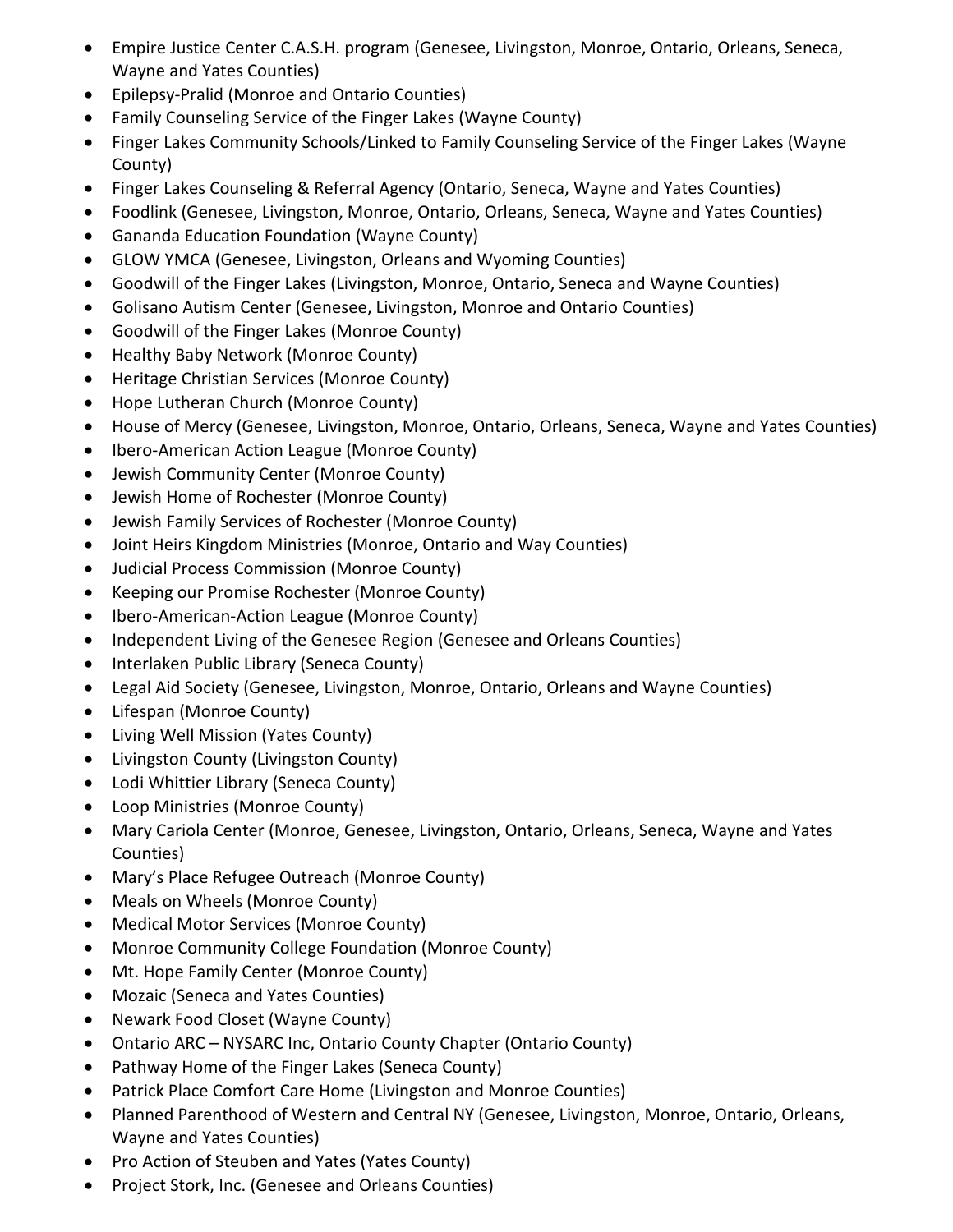- Empire Justice Center C.A.S.H. program (Genesee, Livingston, Monroe, Ontario, Orleans, Seneca, Wayne and Yates Counties)
- Epilepsy-Pralid (Monroe and Ontario Counties)
- Family Counseling Service of the Finger Lakes (Wayne County)
- Finger Lakes Community Schools/Linked to Family Counseling Service of the Finger Lakes (Wayne County)
- Finger Lakes Counseling & Referral Agency (Ontario, Seneca, Wayne and Yates Counties)
- Foodlink (Genesee, Livingston, Monroe, Ontario, Orleans, Seneca, Wayne and Yates Counties)
- Gananda Education Foundation (Wayne County)
- GLOW YMCA (Genesee, Livingston, Orleans and Wyoming Counties)
- Goodwill of the Finger Lakes (Livingston, Monroe, Ontario, Seneca and Wayne Counties)
- Golisano Autism Center (Genesee, Livingston, Monroe and Ontario Counties)
- Goodwill of the Finger Lakes (Monroe County)
- Healthy Baby Network (Monroe County)
- Heritage Christian Services (Monroe County)
- Hope Lutheran Church (Monroe County)
- House of Mercy (Genesee, Livingston, Monroe, Ontario, Orleans, Seneca, Wayne and Yates Counties)
- Ibero-American Action League (Monroe County)
- Jewish Community Center (Monroe County)
- Jewish Home of Rochester (Monroe County)
- Jewish Family Services of Rochester (Monroe County)
- Joint Heirs Kingdom Ministries (Monroe, Ontario and Way Counties)
- Judicial Process Commission (Monroe County)
- Keeping our Promise Rochester (Monroe County)
- Ibero-American-Action League (Monroe County)
- Independent Living of the Genesee Region (Genesee and Orleans Counties)
- Interlaken Public Library (Seneca County)
- Legal Aid Society (Genesee, Livingston, Monroe, Ontario, Orleans and Wayne Counties)
- Lifespan (Monroe County)
- Living Well Mission (Yates County)
- Livingston County (Livingston County)
- Lodi Whittier Library (Seneca County)
- Loop Ministries (Monroe County)
- Mary Cariola Center (Monroe, Genesee, Livingston, Ontario, Orleans, Seneca, Wayne and Yates Counties)
- Mary's Place Refugee Outreach (Monroe County)
- Meals on Wheels (Monroe County)
- Medical Motor Services (Monroe County)
- Monroe Community College Foundation (Monroe County)
- Mt. Hope Family Center (Monroe County)
- Mozaic (Seneca and Yates Counties)
- Newark Food Closet (Wayne County)
- Ontario ARC – NYSARC Inc, Ontario County Chapter (Ontario County)
- Pathway Home of the Finger Lakes (Seneca County)
- Patrick Place Comfort Care Home (Livingston and Monroe Counties)
- Planned Parenthood of Western and Central NY (Genesee, Livingston, Monroe, Ontario, Orleans, Wayne and Yates Counties)
- Pro Action of Steuben and Yates (Yates County)
- Project Stork, Inc. (Genesee and Orleans Counties)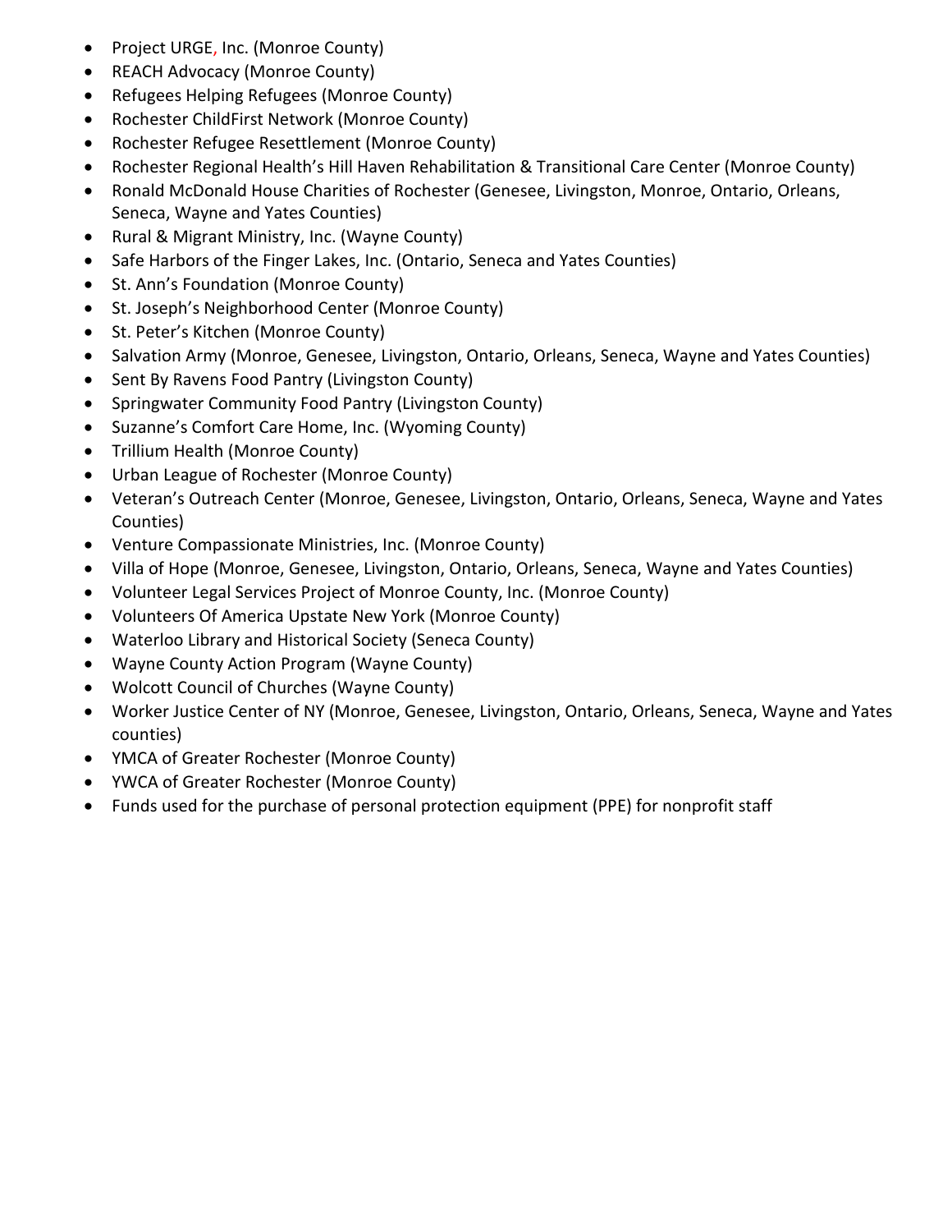- Project URGE, Inc. (Monroe County)
- REACH Advocacy (Monroe County)
- Refugees Helping Refugees (Monroe County)
- Rochester ChildFirst Network (Monroe County)
- Rochester Refugee Resettlement (Monroe County)
- Rochester Regional Health's Hill Haven Rehabilitation & Transitional Care Center (Monroe County)
- Ronald McDonald House Charities of Rochester (Genesee, Livingston, Monroe, Ontario, Orleans, Seneca, Wayne and Yates Counties)
- Rural & Migrant Ministry, Inc. (Wayne County)
- Safe Harbors of the Finger Lakes, Inc. (Ontario, Seneca and Yates Counties)
- St. Ann's Foundation (Monroe County)
- St. Joseph's Neighborhood Center (Monroe County)
- St. Peter's Kitchen (Monroe County)
- Salvation Army (Monroe, Genesee, Livingston, Ontario, Orleans, Seneca, Wayne and Yates Counties)
- Sent By Ravens Food Pantry (Livingston County)
- Springwater Community Food Pantry (Livingston County)
- Suzanne's Comfort Care Home, Inc. (Wyoming County)
- Trillium Health (Monroe County)
- Urban League of Rochester (Monroe County)
- Veteran's Outreach Center (Monroe, Genesee, Livingston, Ontario, Orleans, Seneca, Wayne and Yates Counties)
- Venture Compassionate Ministries, Inc. (Monroe County)
- Villa of Hope (Monroe, Genesee, Livingston, Ontario, Orleans, Seneca, Wayne and Yates Counties)
- Volunteer Legal Services Project of Monroe County, Inc. (Monroe County)
- Volunteers Of America Upstate New York (Monroe County)
- Waterloo Library and Historical Society (Seneca County)
- Wayne County Action Program (Wayne County)
- Wolcott Council of Churches (Wayne County)
- Worker Justice Center of NY (Monroe, Genesee, Livingston, Ontario, Orleans, Seneca, Wayne and Yates counties)
- YMCA of Greater Rochester (Monroe County)
- YWCA of Greater Rochester (Monroe County)
- Funds used for the purchase of personal protection equipment (PPE) for nonprofit staff